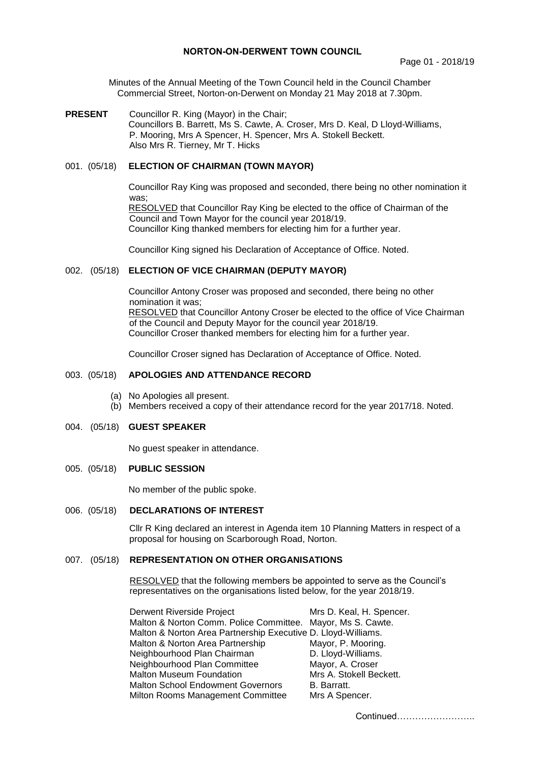# NORTON-ON-DERWENT TOWN COUNCIL

Minutes of the Annual Meeting of the Town Council held in the Council Chamber Commercial Street, Norton-on-Derwent on Monday 21 May 2018 at 7.30pm.

**PRESENT** Councillor R. King (Mayor) in the Chair; Councillors B. Barrett, Ms S. Cawte, A. Croser, Mrs D. Keal, D Lloyd-Williams, P. Mooring, Mrs A Spencer, H. Spencer, Mrs A. Stokell Beckett. Also Mrs R. Tierney, Mr T. Hicks

## 001. (05/18) ELECTION OF CHAIRMAN (TOWN MAYOR)

Councillor Ray King was proposed and seconded, there being no other nomination it was;
RESOLVED that Councillor Ray King be elected to the office of Chairman of the Council and Town Mayor for the council year 2018/19.
Councillor King thanked members for electing him for a further year.

Councillor King signed his Declaration of Acceptance of Office. Noted.

## 002. (05/18) ELECTION OF VICE CHAIRMAN (DEPUTY MAYOR)

Councillor Antony Croser was proposed and seconded, there being no other nomination it was;
RESOLVED that Councillor Antony Croser be elected to the office of Vice Chairman of the Council and Deputy Mayor for the council year 2018/19.
Councillor Croser thanked members for electing him for a further year.

Councillor Croser signed has Declaration of Acceptance of Office. Noted.

## 003. (05/18) APOLOGIES AND ATTENDANCE RECORD

(a) No Apologies all present.
(b) Members received a copy of their attendance record for the year 2017/18. Noted.

## 004. (05/18) GUEST SPEAKER

No guest speaker in attendance.

## 005. (05/18) PUBLIC SESSION

No member of the public spoke.

## 006. (05/18) DECLARATIONS OF INTEREST

Cllr R King declared an interest in Agenda item 10 Planning Matters in respect of a proposal for housing on Scarborough Road, Norton.

## 007. (05/18) REPRESENTATION ON OTHER ORGANISATIONS

RESOLVED that the following members be appointed to serve as the Council's representatives on the organisations listed below, for the year 2018/19.

| | |
|---|---|
| Derwent Riverside Project | Mrs D. Keal, H. Spencer. |
| Malton & Norton Comm. Police Committee. | Mayor, Ms S. Cawte. |
| Malton & Norton Area Partnership Executive | D. Lloyd-Williams. |
| Malton & Norton Area Partnership | Mayor, P. Mooring. |
| Neighbourhood Plan Chairman | D. Lloyd-Williams. |
| Neighbourhood Plan Committee | Mayor, A. Croser |
| Malton Museum Foundation | Mrs A. Stokell Beckett. |
| Malton School Endowment Governors | B. Barratt. |
| Milton Rooms Management Committee | Mrs A Spencer. |

Continued……………………..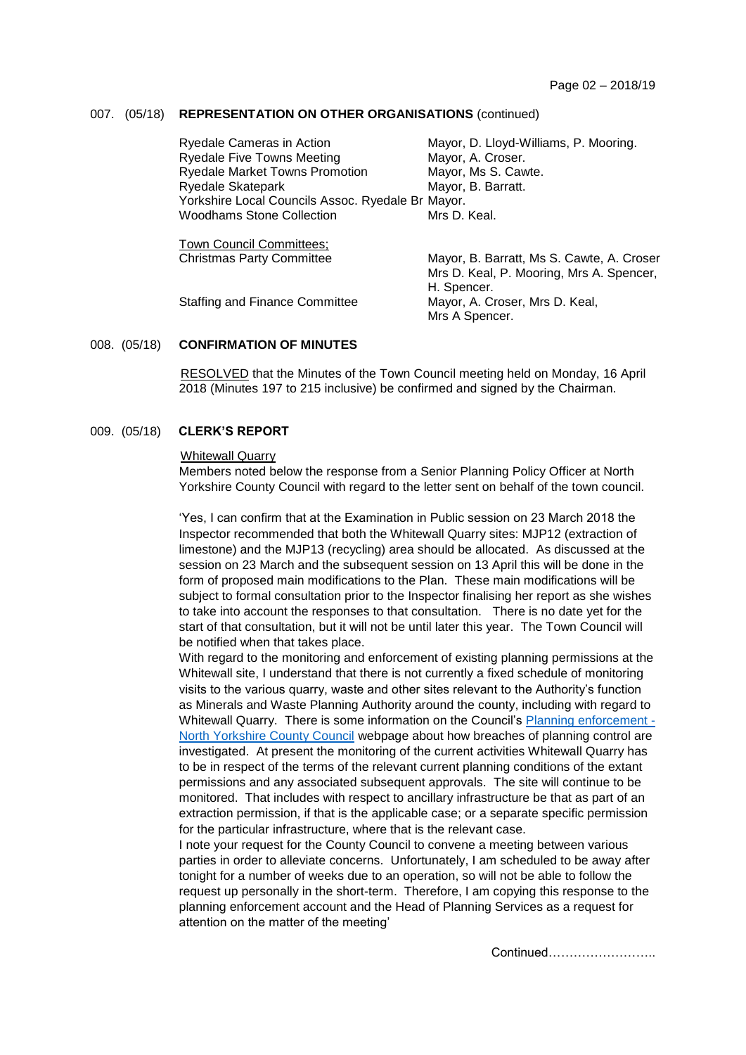**007. (05/18) REPRESENTATION ON OTHER ORGANISATIONS** (continued)

| | |
|---|---|
| Ryedale Cameras in Action | Mayor, D. Lloyd-Williams, P. Mooring. |
| Ryedale Five Towns Meeting | Mayor, A. Croser. |
| Ryedale Market Towns Promotion | Mayor, Ms S. Cawte. |
| Ryedale Skatepark | Mayor, B. Barratt. |
| Yorkshire Local Councils Assoc. Ryedale Br | Mayor. |
| Woodhams Stone Collection | Mrs D. Keal. |

<u>Town Council Committees;</u>

| | |
|---|---|
| Christmas Party Committee | Mayor, B. Barratt, Ms S. Cawte, A. Croser Mrs D. Keal, P. Mooring, Mrs A. Spencer, H. Spencer. |
| Staffing and Finance Committee | Mayor, A. Croser, Mrs D. Keal, Mrs A Spencer. |

**008. (05/18) CONFIRMATION OF MINUTES**

<u>RESOLVED</u> that the Minutes of the Town Council meeting held on Monday, 16 April 2018 (Minutes 197 to 215 inclusive) be confirmed and signed by the Chairman.

**009. (05/18) CLERK'S REPORT**

<u>Whitewall Quarry</u>

Members noted below the response from a Senior Planning Policy Officer at North Yorkshire County Council with regard to the letter sent on behalf of the town council.

'Yes, I can confirm that at the Examination in Public session on 23 March 2018 the Inspector recommended that both the Whitewall Quarry sites: MJP12 (extraction of limestone) and the MJP13 (recycling) area should be allocated. As discussed at the session on 23 March and the subsequent session on 13 April this will be done in the form of proposed main modifications to the Plan. These main modifications will be subject to formal consultation prior to the Inspector finalising her report as she wishes to take into account the responses to that consultation. There is no date yet for the start of that consultation, but it will not be until later this year. The Town Council will be notified when that takes place.

With regard to the monitoring and enforcement of existing planning permissions at the Whitewall site, I understand that there is not currently a fixed schedule of monitoring visits to the various quarry, waste and other sites relevant to the Authority's function as Minerals and Waste Planning Authority around the county, including with regard to Whitewall Quarry. There is some information on the Council's Planning enforcement - North Yorkshire County Council webpage about how breaches of planning control are investigated. At present the monitoring of the current activities Whitewall Quarry has to be in respect of the terms of the relevant current planning conditions of the extant permissions and any associated subsequent approvals. The site will continue to be monitored. That includes with respect to ancillary infrastructure be that as part of an extraction permission, if that is the applicable case; or a separate specific permission for the particular infrastructure, where that is the relevant case.

I note your request for the County Council to convene a meeting between various parties in order to alleviate concerns. Unfortunately, I am scheduled to be away after tonight for a number of weeks due to an operation, so will not be able to follow the request up personally in the short-term. Therefore, I am copying this response to the planning enforcement account and the Head of Planning Services as a request for attention on the matter of the meeting'

Continued……………………..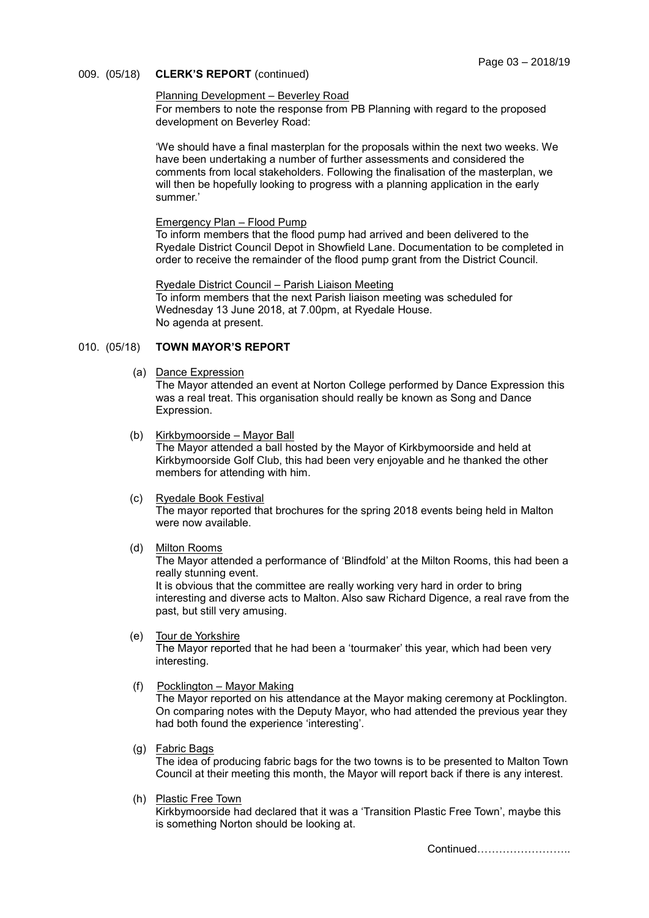009. (05/18) **CLERK'S REPORT** (continued)

Planning Development – Beverley Road

For members to note the response from PB Planning with regard to the proposed development on Beverley Road:

'We should have a final masterplan for the proposals within the next two weeks. We have been undertaking a number of further assessments and considered the comments from local stakeholders. Following the finalisation of the masterplan, we will then be hopefully looking to progress with a planning application in the early summer.'

Emergency Plan – Flood Pump

To inform members that the flood pump had arrived and been delivered to the Ryedale District Council Depot in Showfield Lane. Documentation to be completed in order to receive the remainder of the flood pump grant from the District Council.

Ryedale District Council – Parish Liaison Meeting

To inform members that the next Parish liaison meeting was scheduled for Wednesday 13 June 2018, at 7.00pm, at Ryedale House.
No agenda at present.

010. (05/18) **TOWN MAYOR'S REPORT**

(a) Dance Expression

The Mayor attended an event at Norton College performed by Dance Expression this was a real treat. This organisation should really be known as Song and Dance Expression.

(b) Kirkbymoorside – Mayor Ball

The Mayor attended a ball hosted by the Mayor of Kirkbymoorside and held at Kirkbymoorside Golf Club, this had been very enjoyable and he thanked the other members for attending with him.

(c) Ryedale Book Festival

The mayor reported that brochures for the spring 2018 events being held in Malton were now available.

(d) Milton Rooms

The Mayor attended a performance of 'Blindfold' at the Milton Rooms, this had been a really stunning event.
It is obvious that the committee are really working very hard in order to bring interesting and diverse acts to Malton. Also saw Richard Digence, a real rave from the past, but still very amusing.

(e) Tour de Yorkshire

The Mayor reported that he had been a 'tourmaker' this year, which had been very interesting.

(f) Pocklington – Mayor Making

The Mayor reported on his attendance at the Mayor making ceremony at Pocklington. On comparing notes with the Deputy Mayor, who had attended the previous year they had both found the experience 'interesting'.

(g) Fabric Bags

The idea of producing fabric bags for the two towns is to be presented to Malton Town Council at their meeting this month, the Mayor will report back if there is any interest.

(h) Plastic Free Town

Kirkbymoorside had declared that it was a 'Transition Plastic Free Town', maybe this is something Norton should be looking at.

Continued……………………..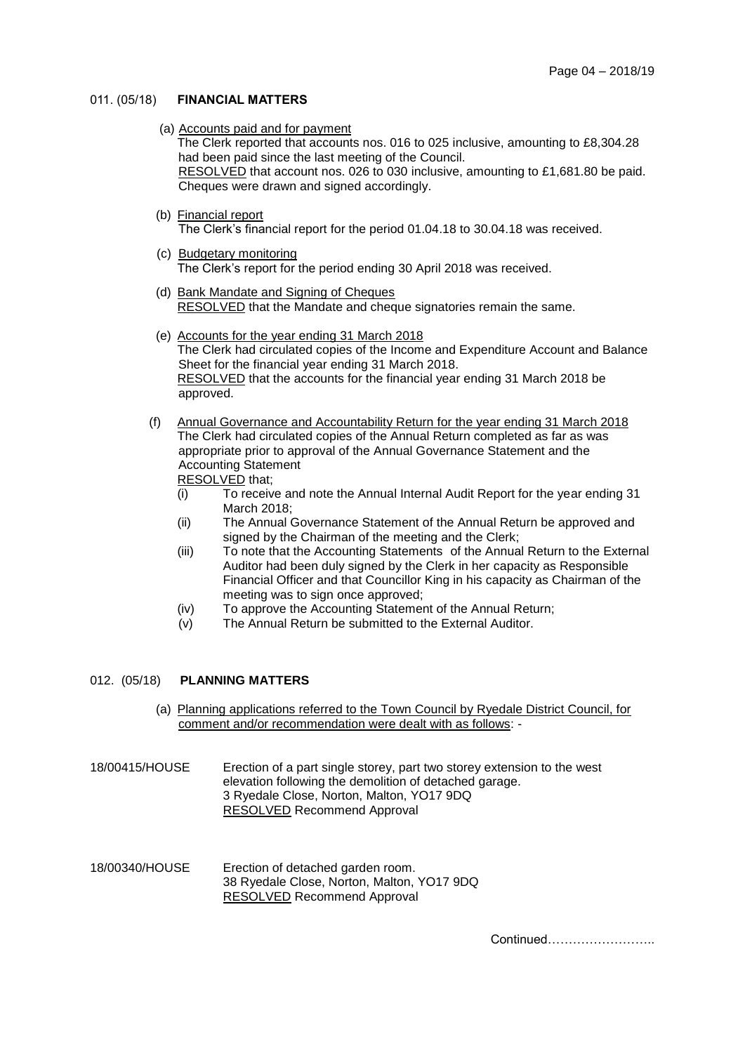## 011. (05/18) **FINANCIAL MATTERS**

(a) Accounts paid and for payment

The Clerk reported that accounts nos. 016 to 025 inclusive, amounting to £8,304.28 had been paid since the last meeting of the Council.

RESOLVED that account nos. 026 to 030 inclusive, amounting to £1,681.80 be paid. Cheques were drawn and signed accordingly.

(b) Financial report

The Clerk's financial report for the period 01.04.18 to 30.04.18 was received.

(c) Budgetary monitoring

The Clerk's report for the period ending 30 April 2018 was received.

(d) Bank Mandate and Signing of Cheques

RESOLVED that the Mandate and cheque signatories remain the same.

(e) Accounts for the year ending 31 March 2018

The Clerk had circulated copies of the Income and Expenditure Account and Balance Sheet for the financial year ending 31 March 2018.

RESOLVED that the accounts for the financial year ending 31 March 2018 be approved.

(f) Annual Governance and Accountability Return for the year ending 31 March 2018

The Clerk had circulated copies of the Annual Return completed as far as was appropriate prior to approval of the Annual Governance Statement and the Accounting Statement

RESOLVED that;

(i) To receive and note the Annual Internal Audit Report for the year ending 31 March 2018;
(ii) The Annual Governance Statement of the Annual Return be approved and signed by the Chairman of the meeting and the Clerk;
(iii) To note that the Accounting Statements of the Annual Return to the External Auditor had been duly signed by the Clerk in her capacity as Responsible Financial Officer and that Councillor King in his capacity as Chairman of the meeting was to sign once approved;
(iv) To approve the Accounting Statement of the Annual Return;
(v) The Annual Return be submitted to the External Auditor.

## 012. (05/18) **PLANNING MATTERS**

(a) Planning applications referred to the Town Council by Ryedale District Council, for comment and/or recommendation were dealt with as follows: -

18/00415/HOUSE Erection of a part single storey, part two storey extension to the west elevation following the demolition of detached garage.
3 Ryedale Close, Norton, Malton, YO17 9DQ
RESOLVED Recommend Approval

18/00340/HOUSE Erection of detached garden room.
38 Ryedale Close, Norton, Malton, YO17 9DQ
RESOLVED Recommend Approval

Continued……………………..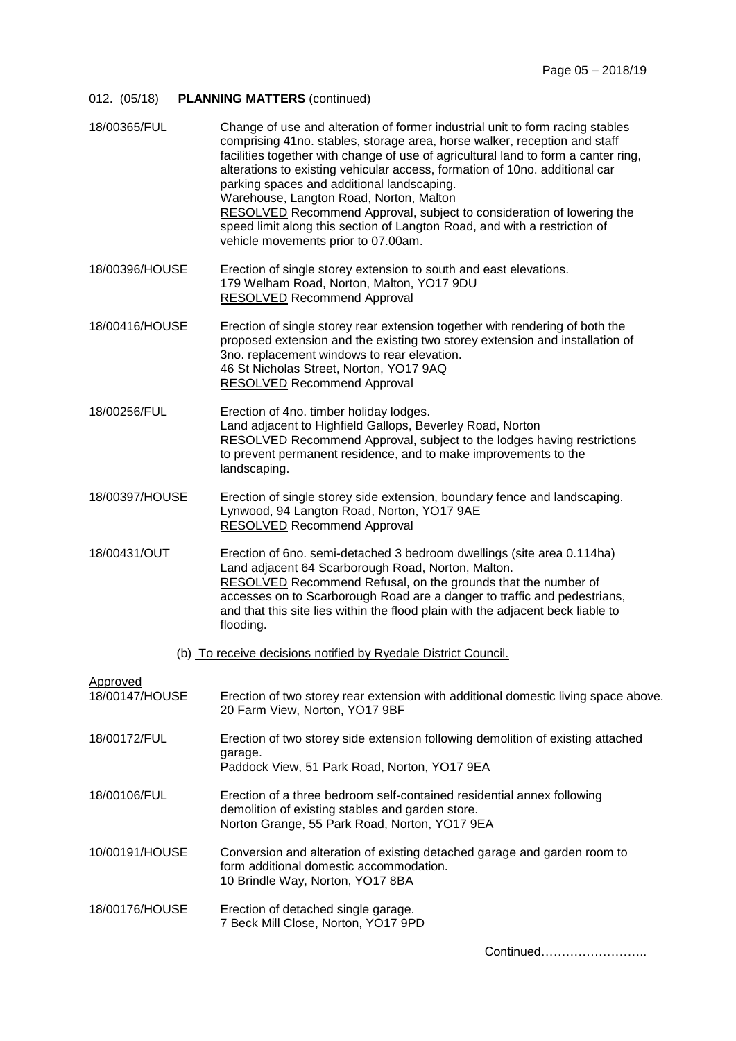012. (05/18) **PLANNING MATTERS** (continued)

18/00365/FUL Change of use and alteration of former industrial unit to form racing stables comprising 41no. stables, storage area, horse walker, reception and staff facilities together with change of use of agricultural land to form a canter ring, alterations to existing vehicular access, formation of 10no. additional car parking spaces and additional landscaping.
Warehouse, Langton Road, Norton, Malton
RESOLVED Recommend Approval, subject to consideration of lowering the speed limit along this section of Langton Road, and with a restriction of vehicle movements prior to 07.00am.

18/00396/HOUSE Erection of single storey extension to south and east elevations.
179 Welham Road, Norton, Malton, YO17 9DU
RESOLVED Recommend Approval

18/00416/HOUSE Erection of single storey rear extension together with rendering of both the proposed extension and the existing two storey extension and installation of 3no. replacement windows to rear elevation.
46 St Nicholas Street, Norton, YO17 9AQ
RESOLVED Recommend Approval

18/00256/FUL Erection of 4no. timber holiday lodges.
Land adjacent to Highfield Gallops, Beverley Road, Norton
RESOLVED Recommend Approval, subject to the lodges having restrictions to prevent permanent residence, and to make improvements to the landscaping.

18/00397/HOUSE Erection of single storey side extension, boundary fence and landscaping.
Lynwood, 94 Langton Road, Norton, YO17 9AE
RESOLVED Recommend Approval

18/00431/OUT Erection of 6no. semi-detached 3 bedroom dwellings (site area 0.114ha)
Land adjacent 64 Scarborough Road, Norton, Malton.
RESOLVED Recommend Refusal, on the grounds that the number of accesses on to Scarborough Road are a danger to traffic and pedestrians, and that this site lies within the flood plain with the adjacent beck liable to flooding.

(b) To receive decisions notified by Ryedale District Council.

Approved

18/00147/HOUSE Erection of two storey rear extension with additional domestic living space above.
20 Farm View, Norton, YO17 9BF

18/00172/FUL Erection of two storey side extension following demolition of existing attached garage.
Paddock View, 51 Park Road, Norton, YO17 9EA

18/00106/FUL Erection of a three bedroom self-contained residential annex following demolition of existing stables and garden store.
Norton Grange, 55 Park Road, Norton, YO17 9EA

10/00191/HOUSE Conversion and alteration of existing detached garage and garden room to form additional domestic accommodation.
10 Brindle Way, Norton, YO17 8BA

18/00176/HOUSE Erection of detached single garage.
7 Beck Mill Close, Norton, YO17 9PD

Continued……………………..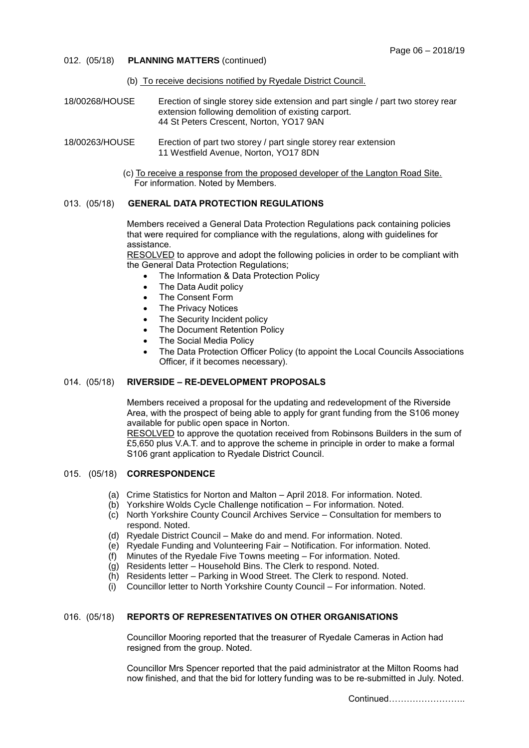012. (05/18) **PLANNING MATTERS** (continued)

(b) To receive decisions notified by Ryedale District Council.

18/00268/HOUSE Erection of single storey side extension and part single / part two storey rear extension following demolition of existing carport.
44 St Peters Crescent, Norton, YO17 9AN

18/00263/HOUSE Erection of part two storey / part single storey rear extension
11 Westfield Avenue, Norton, YO17 8DN

(c) To receive a response from the proposed developer of the Langton Road Site.
For information. Noted by Members.

013. (05/18) **GENERAL DATA PROTECTION REGULATIONS**

Members received a General Data Protection Regulations pack containing policies that were required for compliance with the regulations, along with guidelines for assistance.
RESOLVED to approve and adopt the following policies in order to be compliant with the General Data Protection Regulations;

- The Information & Data Protection Policy
- The Data Audit policy
- The Consent Form
- The Privacy Notices
- The Security Incident policy
- The Document Retention Policy
- The Social Media Policy
- The Data Protection Officer Policy (to appoint the Local Councils Associations Officer, if it becomes necessary).

014. (05/18) **RIVERSIDE – RE-DEVELOPMENT PROPOSALS**

Members received a proposal for the updating and redevelopment of the Riverside Area, with the prospect of being able to apply for grant funding from the S106 money available for public open space in Norton.
RESOLVED to approve the quotation received from Robinsons Builders in the sum of £5,650 plus V.A.T. and to approve the scheme in principle in order to make a formal S106 grant application to Ryedale District Council.

015. (05/18) **CORRESPONDENCE**

(a) Crime Statistics for Norton and Malton – April 2018. For information. Noted.
(b) Yorkshire Wolds Cycle Challenge notification – For information. Noted.
(c) North Yorkshire County Council Archives Service – Consultation for members to respond. Noted.
(d) Ryedale District Council – Make do and mend. For information. Noted.
(e) Ryedale Funding and Volunteering Fair – Notification. For information. Noted.
(f) Minutes of the Ryedale Five Towns meeting – For information. Noted.
(g) Residents letter – Household Bins. The Clerk to respond. Noted.
(h) Residents letter – Parking in Wood Street. The Clerk to respond. Noted.
(i) Councillor letter to North Yorkshire County Council – For information. Noted.

016. (05/18) **REPORTS OF REPRESENTATIVES ON OTHER ORGANISATIONS**

Councillor Mooring reported that the treasurer of Ryedale Cameras in Action had resigned from the group. Noted.

Councillor Mrs Spencer reported that the paid administrator at the Milton Rooms had now finished, and that the bid for lottery funding was to be re-submitted in July. Noted.

Continued……………………..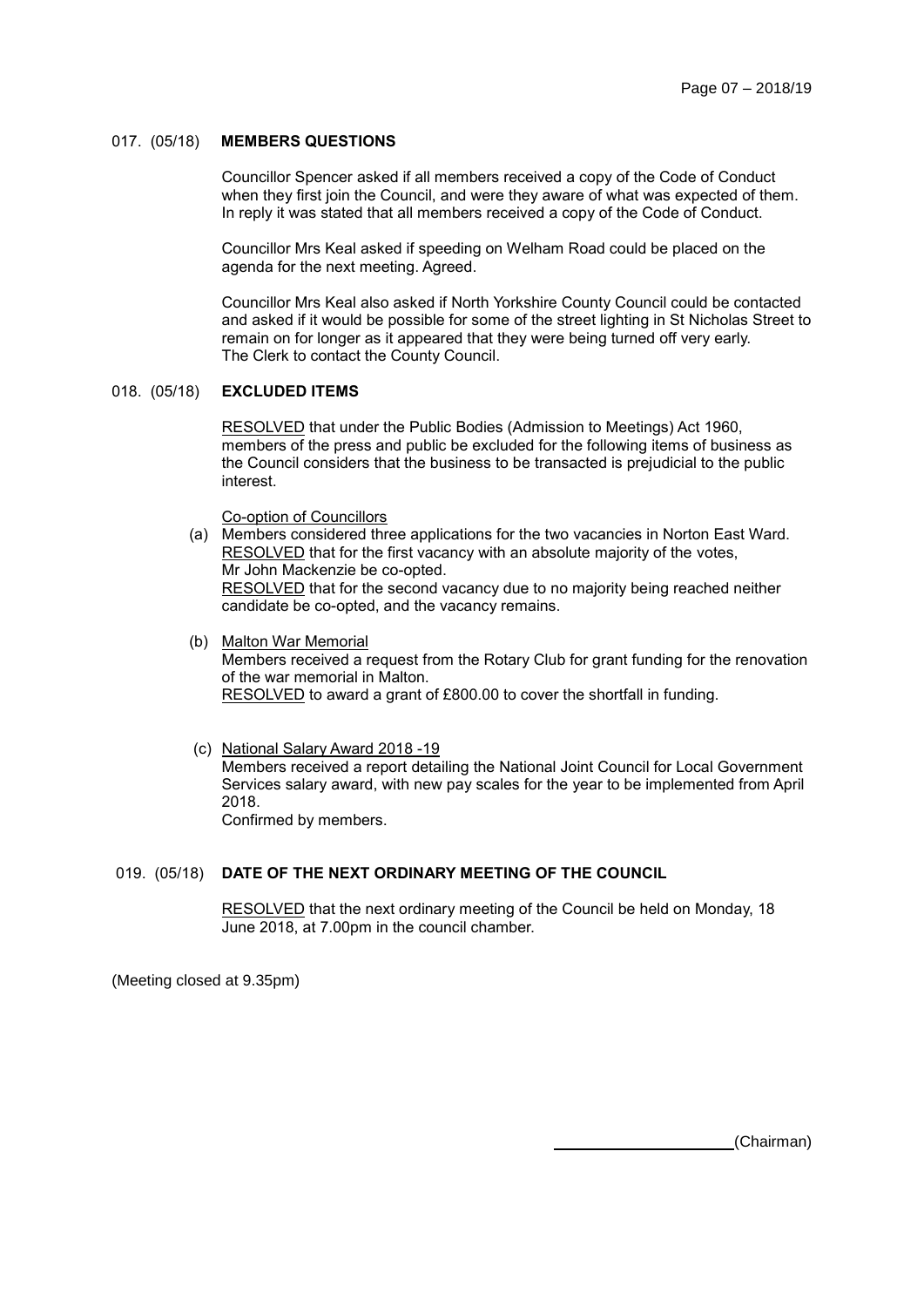017. (05/18) **MEMBERS QUESTIONS**

Councillor Spencer asked if all members received a copy of the Code of Conduct when they first join the Council, and were they aware of what was expected of them. In reply it was stated that all members received a copy of the Code of Conduct.

Councillor Mrs Keal asked if speeding on Welham Road could be placed on the agenda for the next meeting. Agreed.

Councillor Mrs Keal also asked if North Yorkshire County Council could be contacted and asked if it would be possible for some of the street lighting in St Nicholas Street to remain on for longer as it appeared that they were being turned off very early. The Clerk to contact the County Council.

018. (05/18) **EXCLUDED ITEMS**

RESOLVED that under the Public Bodies (Admission to Meetings) Act 1960, members of the press and public be excluded for the following items of business as the Council considers that the business to be transacted is prejudicial to the public interest.

Co-option of Councillors

(a) Members considered three applications for the two vacancies in Norton East Ward.
RESOLVED that for the first vacancy with an absolute majority of the votes, Mr John Mackenzie be co-opted.
RESOLVED that for the second vacancy due to no majority being reached neither candidate be co-opted, and the vacancy remains.

(b) Malton War Memorial
Members received a request from the Rotary Club for grant funding for the renovation of the war memorial in Malton.
RESOLVED to award a grant of £800.00 to cover the shortfall in funding.

(c) National Salary Award 2018 -19
Members received a report detailing the National Joint Council for Local Government Services salary award, with new pay scales for the year to be implemented from April 2018.
Confirmed by members.

019. (05/18) **DATE OF THE NEXT ORDINARY MEETING OF THE COUNCIL**

RESOLVED that the next ordinary meeting of the Council be held on Monday, 18 June 2018, at 7.00pm in the council chamber.

(Meeting closed at 9.35pm)

\_\_\_\_\_\_\_\_\_\_\_\_\_\_\_\_\_\_\_\_(Chairman)